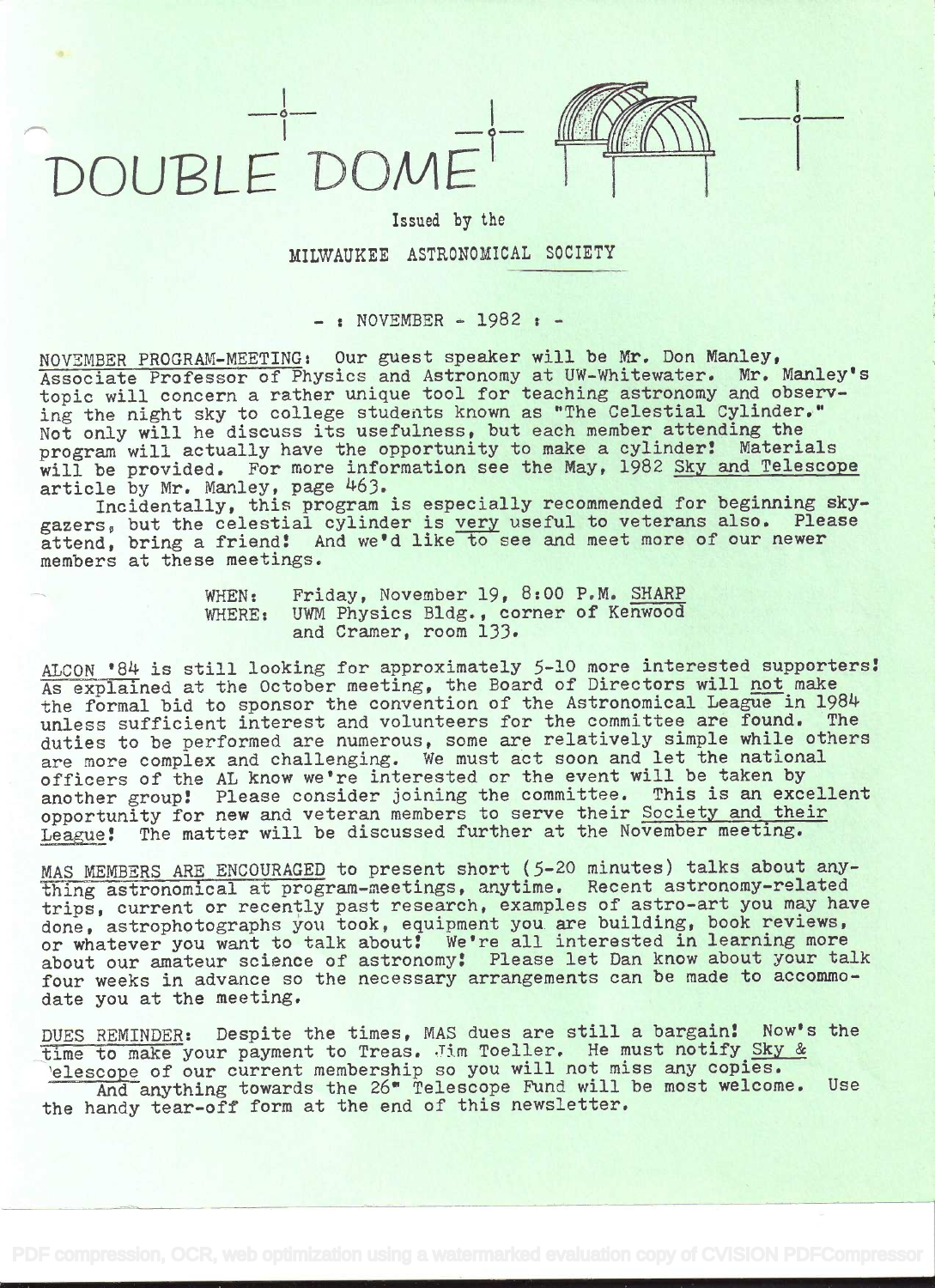# DOUBLE DOME

Issued by the

MILWAUKEE ASTRONOMICAL SOCIETY

- : NOVEMBER - 1982 : -

NOVEMBER PROGRAM-MEETING: Our guest speaker will be Mr. Don Manley, Associate Professor of Physics and Astronomy at UW-Whitewater. Mr. Manley's topic will concern a rather unique tool for teaching astronomy and observing the night sky to college students known as "The Celestial Cylinder." Not only will he discuss its usefulness, but each member attending the program will actually have the opportunity to make a cylinder! Materials will be provided. For more information see the May, 1982 Sky and Telescope article by Mr. Manley, page 463.

Incidentally, this program is especially recommended for beginning sky-gazers, but the celestial cylinder is very useful to veterans also. Please attend, bring a friend! And we'd like to see and meet more of our newer members at these meetings.

WHEN: Friday, November 19, 8:00 P.M. SHARP
WHERE: UWM Physics Bldg., corner of Kenwood and Cramer, room 133.

ALCON '84 is still looking for approximately 5-10 more interested supporters! As explained at the October meeting, the Board of Directors will not make the formal bid to sponsor the convention of the Astronomical League in 1984 unless sufficient interest and volunteers for the committee are found. The duties to be performed are numerous, some are relatively simple while others are more complex and challenging. We must act soon and let the national officers of the AL know we're interested or the event will be taken by another group! Please consider joining the committee. This is an excellent opportunity for new and veteran members to serve their Society and their League! The matter will be discussed further at the November meeting.

MAS MEMBERS ARE ENCOURAGED to present short (5-20 minutes) talks about anything astronomical at program-meetings, anytime. Recent astronomy-related trips, current or recently past research, examples of astro-art you may have done, astrophotographs you took, equipment you are building, book reviews, or whatever you want to talk about! We're all interested in learning more about our amateur science of astronomy! Please let Dan know about your talk four weeks in advance so the necessary arrangements can be made to accommodate you at the meeting.

DUES REMINDER: Despite the times, MAS dues are still a bargain! Now's the time to make your payment to Treas. Jim Toeller. He must notify Sky & Telescope of our current membership so you will not miss any copies.

And anything towards the 26" Telescope Fund will be most welcome. Use the handy tear-off form at the end of this newsletter.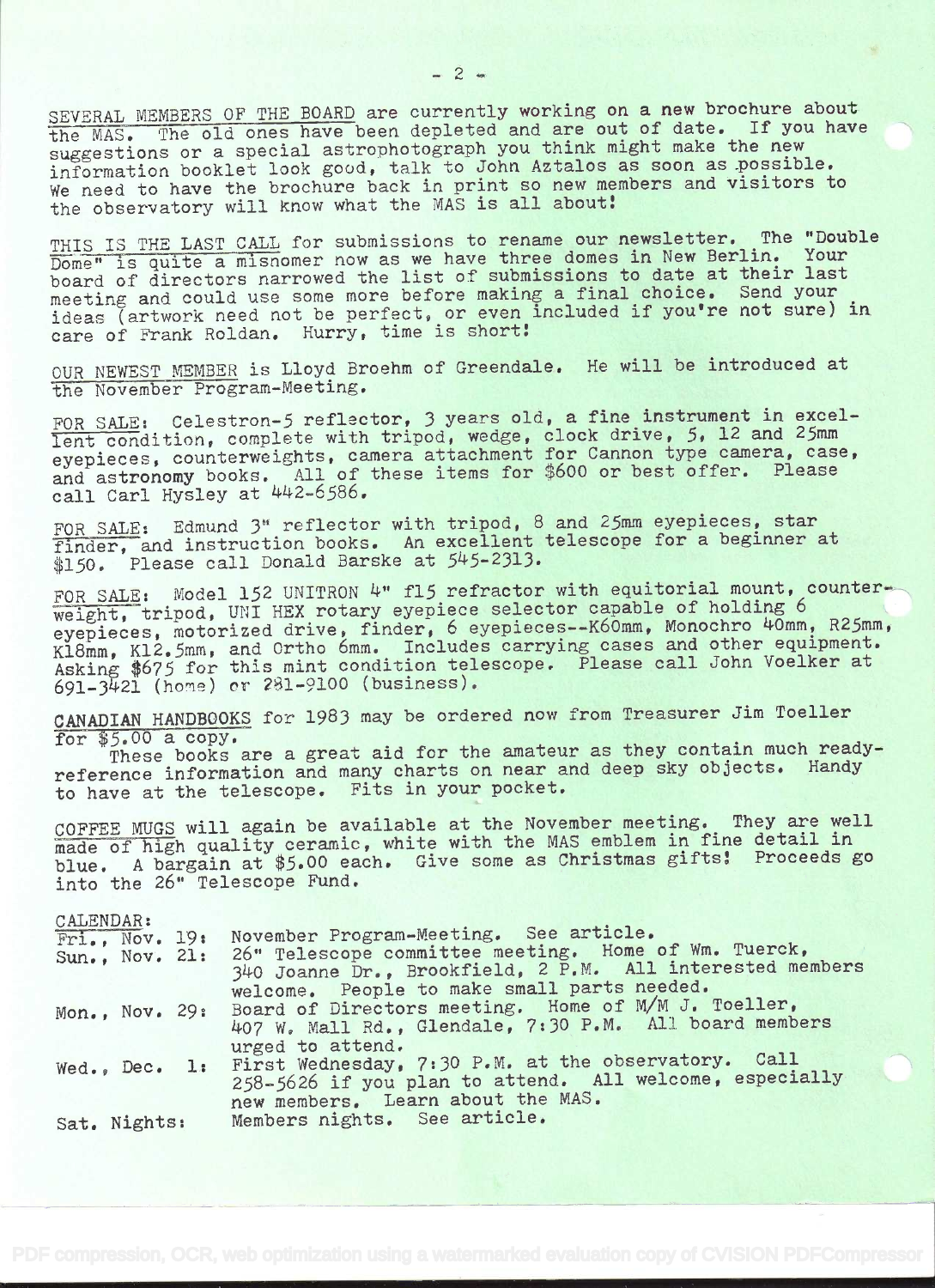SEVERAL MEMBERS OF THE BOARD are currently working on a new brochure about the MAS. The old ones have been depleted and are out of date. If you have suggestions or a special astrophotograph you think might make the new information booklet look good, talk to John Aztalos as soon as possible. We need to have the brochure back in print so new members and visitors to the observatory will know what the MAS is all about!

THIS IS THE LAST CALL for submissions to rename our newsletter. The "Double Dome" is quite a misnomer now as we have three domes in New Berlin. Your board of directors narrowed the list of submissions to date at their last meeting and could use some more before making a final choice. Send your ideas (artwork need not be perfect, or even included if you're not sure) in care of Frank Roldan. Hurry, time is short!

OUR NEWEST MEMBER is Lloyd Broehm of Greendale. He will be introduced at the November Program-Meeting.

FOR SALE: Celestron-5 reflector, 3 years old, a fine instrument in excellent condition, complete with tripod, wedge, clock drive, 5, 12 and 25mm eyepieces, counterweights, camera attachment for Cannon type camera, case, and astronomy books. All of these items for $600 or best offer. Please call Carl Hysley at 442-6586.

FOR SALE: Edmund 3" reflector with tripod, 8 and 25mm eyepieces, star finder, and instruction books. An excellent telescope for a beginner at $150. Please call Donald Barske at 545-2313.

FOR SALE: Model 152 UNITRON 4" f15 refractor with equitorial mount, counterweight, tripod, UNI HEX rotary eyepiece selector capable of holding 6 eyepieces, motorized drive, finder, 6 eyepieces--K60mm, Monochro 40mm, R25mm, K18mm, K12.5mm, and Ortho 6mm. Includes carrying cases and other equipment. Asking $675 for this mint condition telescope. Please call John Voelker at 691-3421 (home) or 281-9100 (business).

CANADIAN HANDBOOKS for 1983 may be ordered now from Treasurer Jim Toeller for $5.00 a copy.

These books are a great aid for the amateur as they contain much ready-reference information and many charts on near and deep sky objects. Handy to have at the telescope. Fits in your pocket.

COFFEE MUGS will again be available at the November meeting. They are well made of high quality ceramic, white with the MAS emblem in fine detail in blue. A bargain at $5.00 each. Give some as Christmas gifts! Proceeds go into the 26" Telescope Fund.

CALENDAR:

| | |
|---|---|
| Fri., Nov. 19: | November Program-Meeting. See article. |
| Sun., Nov. 21: | 26" Telescope committee meeting. Home of Wm. Tuerck, 340 Joanne Dr., Brookfield, 2 P.M. All interested members welcome. People to make small parts needed. |
| Mon., Nov. 29: | Board of Directors meeting. Home of M/M J. Toeller, 407 W. Mall Rd., Glendale, 7:30 P.M. All board members urged to attend. |
| Wed., Dec. 1: | First Wednesday, 7:30 P.M. at the observatory. Call 258-5626 if you plan to attend. All welcome, especially new members. Learn about the MAS. |
| Sat. Nights: | Members nights. See article. |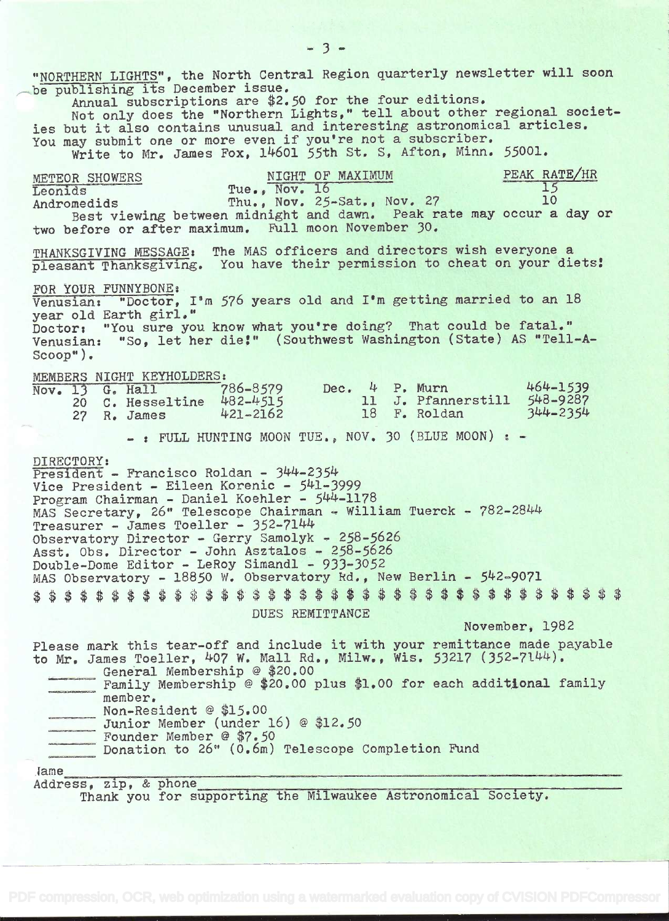"NORTHERN LIGHTS", the North Central Region quarterly newsletter will soon be publishing its December issue.

Annual subscriptions are $2.50 for the four editions.

Not only does the "Northern Lights," tell about other regional societies but it also contains unusual and interesting astronomical articles. You may submit one or more even if you're not a subscriber.

Write to Mr. James Fox, 14601 55th St. S, Afton, Minn. 55001.

| METEOR SHOWERS | NIGHT OF MAXIMUM | PEAK RATE/HR |
|---|---|---|
| Leonids | Tue., Nov. 16 | 15 |
| Andromedids | Thu., Nov. 25-Sat., Nov. 27 | 10 |

Best viewing between midnight and dawn. Peak rate may occur a day or two before or after maximum. Full moon November 30.

THANKSGIVING MESSAGE: The MAS officers and directors wish everyone a pleasant Thanksgiving. You have their permission to cheat on your diets!

FOR YOUR FUNNYBONE:

Venusian: "Doctor, I'm 576 years old and I'm getting married to an 18 year old Earth girl."

Doctor: "You sure you know what you're doing? That could be fatal."

Venusian: "So, let her die!" (Southwest Washington (State) AS "Tell-A-Scoop").

MEMBERS NIGHT KEYHOLDERS:

| | | | | | |
|---|---|---|---|---|---|
| Nov. 13 | G. Hall | 786-8579 | Dec. 4 | P. Murn | 464-1539 |
| 20 | C. Hesseltine | 482-4515 | 11 | J. Pfannerstill | 548-9287 |
| 27 | R. James | 421-2162 | 18 | F. Roldan | 344-2354 |

- : FULL HUNTING MOON TUE., NOV. 30 (BLUE MOON) : -

DIRECTORY:

President - Francisco Roldan - 344-2354
Vice President - Eileen Korenic - 541-3999
Program Chairman - Daniel Koehler - 544-1178
MAS Secretary, 26" Telescope Chairman - William Tuerck - 782-2844
Treasurer - James Toeller - 352-7144
Observatory Director - Gerry Samolyk - 258-5626
Asst. Obs. Director - John Asztalos - 258-5626
Double-Dome Editor - LeRoy Simandl - 933-3052
MAS Observatory - 18850 W. Observatory Rd., New Berlin - 542-9071

$ $ $ $ $ $ $ $ $ $ $ $ $ $ $ $ $ $ $ $ $ $ $ $ $ $ $ $ $ $ $ $ $ $ $ $ $ $ $

DUES REMITTANCE

November, 1982

Please mark this tear-off and include it with your remittance made payable to Mr. James Toeller, 407 W. Mall Rd., Milw., Wis. 53217 (352-7144).

_____ General Membership @ $20.00
_____ Family Membership @ $20.00 plus $1.00 for each additional family member.
_____ Non-Resident @ $15.00
_____ Junior Member (under 16) @ $12.50
_____ Founder Member @ $7.50
_____ Donation to 26" (0.6m) Telescope Completion Fund

Name_____________________________________________

Address, zip, & phone_____________________________

Thank you for supporting the Milwaukee Astronomical Society.